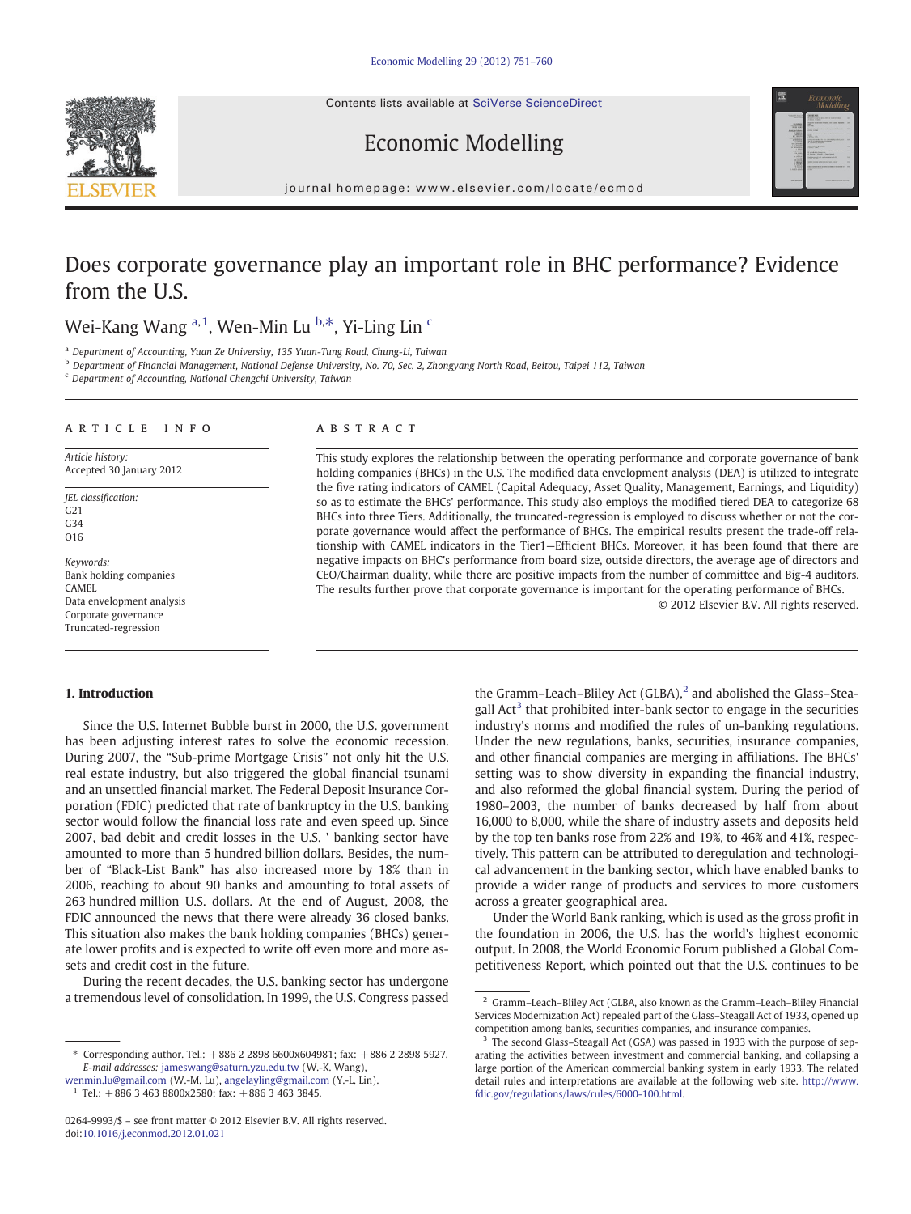# Does corporate governance play an important role in BHC performance? Evidence from the U.S.

Wei-Kang Wang [a,1], Wen-Min Lu [b,*], Yi-Ling Lin [c]

[a] Department of Accounting, Yuan Ze University, 135 Yuan-Tung Road, Chung-Li, Taiwan
[b] Department of Financial Management, National Defense University, No. 70, Sec. 2, Zhongyang North Road, Beitou, Taipei 112, Taiwan
[c] Department of Accounting, National Chengchi University, Taiwan

## ARTICLE INFO

*Article history:*
Accepted 30 January 2012

*JEL classification:*
G21
G34
O16

*Keywords:*
Bank holding companies
CAMEL
Data envelopment analysis
Corporate governance
Truncated-regression

## ABSTRACT

This study explores the relationship between the operating performance and corporate governance of bank holding companies (BHCs) in the U.S. The modified data envelopment analysis (DEA) is utilized to integrate the five rating indicators of CAMEL (Capital Adequacy, Asset Quality, Management, Earnings, and Liquidity) so as to estimate the BHCs' performance. This study also employs the modified tiered DEA to categorize 68 BHCs into three Tiers. Additionally, the truncated-regression is employed to discuss whether or not the corporate governance would affect the performance of BHCs. The empirical results present the trade-off relationship with CAMEL indicators in the Tier1—Efficient BHCs. Moreover, it has been found that there are negative impacts on BHC's performance from board size, outside directors, the average age of directors and CEO/Chairman duality, while there are positive impacts from the number of committee and Big-4 auditors. The results further prove that corporate governance is important for the operating performance of BHCs.

© 2012 Elsevier B.V. All rights reserved.

## 1. Introduction

Since the U.S. Internet Bubble burst in 2000, the U.S. government has been adjusting interest rates to solve the economic recession. During 2007, the "Sub-prime Mortgage Crisis" not only hit the U.S. real estate industry, but also triggered the global financial tsunami and an unsettled financial market. The Federal Deposit Insurance Corporation (FDIC) predicted that rate of bankruptcy in the U.S. banking sector would follow the financial loss rate and even speed up. Since 2007, bad debit and credit losses in the U.S. ' banking sector have amounted to more than 5 hundred billion dollars. Besides, the number of "Black-List Bank" has also increased more by 18% than in 2006, reaching to about 90 banks and amounting to total assets of 263 hundred million U.S. dollars. At the end of August, 2008, the FDIC announced the news that there were already 36 closed banks. This situation also makes the bank holding companies (BHCs) generate lower profits and is expected to write off even more and more assets and credit cost in the future.

During the recent decades, the U.S. banking sector has undergone a tremendous level of consolidation. In 1999, the U.S. Congress passed the Gramm–Leach–Bliley Act (GLBA),[2] and abolished the Glass–Steagall Act[3] that prohibited inter-bank sector to engage in the securities industry's norms and modified the rules of un-banking regulations. Under the new regulations, banks, securities, insurance companies, and other financial companies are merging in affiliations. The BHCs' setting was to show diversity in expanding the financial industry, and also reformed the global financial system. During the period of 1980–2003, the number of banks decreased by half from about 16,000 to 8,000, while the share of industry assets and deposits held by the top ten banks rose from 22% and 19%, to 46% and 41%, respectively. This pattern can be attributed to deregulation and technological advancement in the banking sector, which have enabled banks to provide a wider range of products and services to more customers across a greater geographical area.

Under the World Bank ranking, which is used as the gross profit in the foundation in 2006, the U.S. has the world's highest economic output. In 2008, the World Economic Forum published a Global Competitiveness Report, which pointed out that the U.S. continues to be

---

* Corresponding author. Tel.: +886 2 2898 6600x604981; fax: +886 2 2898 5927.
*E-mail addresses:* jameswang@saturn.yzu.edu.tw (W.-K. Wang), wenmin.lu@gmail.com (W.-M. Lu), angelayling@gmail.com (Y.-L. Lin).

[1] Tel.: +886 3 463 8800x2580; fax: +886 3 463 3845.

[2] Gramm–Leach–Bliley Act (GLBA, also known as the Gramm–Leach–Bliley Financial Services Modernization Act) repealed part of the Glass–Steagall Act of 1933, opened up competition among banks, securities companies, and insurance companies.

[3] The second Glass–Steagall Act (GSA) was passed in 1933 with the purpose of separating the activities between investment and commercial banking, and collapsing a large portion of the American commercial banking system in early 1933. The related detail rules and interpretations are available at the following web site. http://www.fdic.gov/regulations/laws/rules/6000-100.html.

0264-9993/$ – see front matter © 2012 Elsevier B.V. All rights reserved.
doi:10.1016/j.econmod.2012.01.021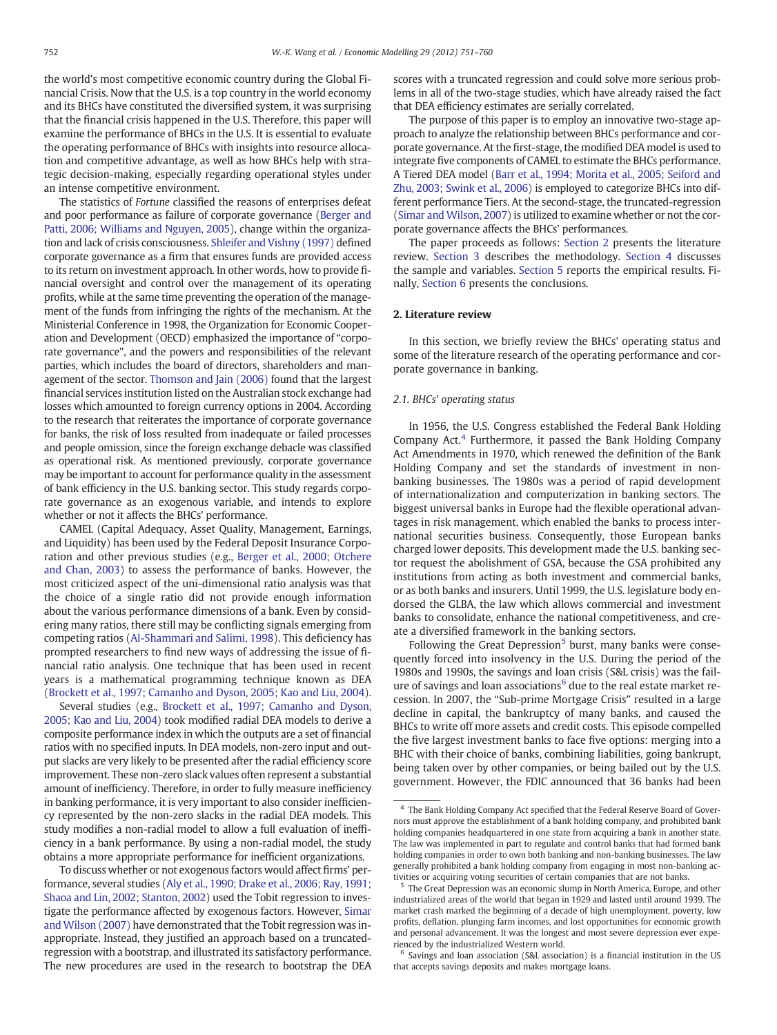the world's most competitive economic country during the Global Financial Crisis. Now that the U.S. is a top country in the world economy and its BHCs have constituted the diversified system, it was surprising that the financial crisis happened in the U.S. Therefore, this paper will examine the performance of BHCs in the U.S. It is essential to evaluate the operating performance of BHCs with insights into resource allocation and competitive advantage, as well as how BHCs help with strategic decision-making, especially regarding operational styles under an intense competitive environment.

The statistics of *Fortune* classified the reasons of enterprises defeat and poor performance as failure of corporate governance (Berger and Patti, 2006; Williams and Nguyen, 2005), change within the organization and lack of crisis consciousness. Shleifer and Vishny (1997) defined corporate governance as a firm that ensures funds are provided access to its return on investment approach. In other words, how to provide financial oversight and control over the management of its operating profits, while at the same time preventing the operation of the management of the funds from infringing the rights of the mechanism. At the Ministerial Conference in 1998, the Organization for Economic Cooperation and Development (OECD) emphasized the importance of "corporate governance", and the powers and responsibilities of the relevant parties, which includes the board of directors, shareholders and management of the sector. Thomson and Jain (2006) found that the largest financial services institution listed on the Australian stock exchange had losses which amounted to foreign currency options in 2004. According to the research that reiterates the importance of corporate governance for banks, the risk of loss resulted from inadequate or failed processes and people omission, since the foreign exchange debacle was classified as operational risk. As mentioned previously, corporate governance may be important to account for performance quality in the assessment of bank efficiency in the U.S. banking sector. This study regards corporate governance as an exogenous variable, and intends to explore whether or not it affects the BHCs' performance.

CAMEL (Capital Adequacy, Asset Quality, Management, Earnings, and Liquidity) has been used by the Federal Deposit Insurance Corporation and other previous studies (e.g., Berger et al., 2000; Otchere and Chan, 2003) to assess the performance of banks. However, the most criticized aspect of the uni-dimensional ratio analysis was that the choice of a single ratio did not provide enough information about the various performance dimensions of a bank. Even by considering many ratios, there still may be conflicting signals emerging from competing ratios (Al-Shammari and Salimi, 1998). This deficiency has prompted researchers to find new ways of addressing the issue of financial ratio analysis. One technique that has been used in recent years is a mathematical programming technique known as DEA (Brockett et al., 1997; Camanho and Dyson, 2005; Kao and Liu, 2004).

Several studies (e.g., Brockett et al., 1997; Camanho and Dyson, 2005; Kao and Liu, 2004) took modified radial DEA models to derive a composite performance index in which the outputs are a set of financial ratios with no specified inputs. In DEA models, non-zero input and output slacks are very likely to be presented after the radial efficiency score improvement. These non-zero slack values often represent a substantial amount of inefficiency. Therefore, in order to fully measure inefficiency in banking performance, it is very important to also consider inefficiency represented by the non-zero slacks in the radial DEA models. This study modifies a non-radial model to allow a full evaluation of inefficiency in a bank performance. By using a non-radial model, the study obtains a more appropriate performance for inefficient organizations.

To discuss whether or not exogenous factors would affect firms' performance, several studies (Aly et al., 1990; Drake et al., 2006; Ray, 1991; Shaoa and Lin, 2002; Stanton, 2002) used the Tobit regression to investigate the performance affected by exogenous factors. However, Simar and Wilson (2007) have demonstrated that the Tobit regression was inappropriate. Instead, they justified an approach based on a truncated-regression with a bootstrap, and illustrated its satisfactory performance. The new procedures are used in the research to bootstrap the DEA scores with a truncated regression and could solve more serious problems in all of the two-stage studies, which have already raised the fact that DEA efficiency estimates are serially correlated.

The purpose of this paper is to employ an innovative two-stage approach to analyze the relationship between BHCs performance and corporate governance. At the first-stage, the modified DEA model is used to integrate five components of CAMEL to estimate the BHCs performance. A Tiered DEA model (Barr et al., 1994; Morita et al., 2005; Seiford and Zhu, 2003; Swink et al., 2006) is employed to categorize BHCs into different performance Tiers. At the second-stage, the truncated-regression (Simar and Wilson, 2007) is utilized to examine whether or not the corporate governance affects the BHCs' performances.

The paper proceeds as follows: Section 2 presents the literature review. Section 3 describes the methodology. Section 4 discusses the sample and variables. Section 5 reports the empirical results. Finally, Section 6 presents the conclusions.

## 2. Literature review

In this section, we briefly review the BHCs' operating status and some of the literature research of the operating performance and corporate governance in banking.

### 2.1. BHCs' operating status

In 1956, the U.S. Congress established the Federal Bank Holding Company Act.[4] Furthermore, it passed the Bank Holding Company Act Amendments in 1970, which renewed the definition of the Bank Holding Company and set the standards of investment in non-banking businesses. The 1980s was a period of rapid development of internationalization and computerization in banking sectors. The biggest universal banks in Europe had the flexible operational advantages in risk management, which enabled the banks to process international securities business. Consequently, those European banks charged lower deposits. This development made the U.S. banking sector request the abolishment of GSA, because the GSA prohibited any institutions from acting as both investment and commercial banks, or as both banks and insurers. Until 1999, the U.S. legislature body endorsed the GLBA, the law which allows commercial and investment banks to consolidate, enhance the national competitiveness, and create a diversified framework in the banking sectors.

Following the Great Depression[5] burst, many banks were consequently forced into insolvency in the U.S. During the period of the 1980s and 1990s, the savings and loan crisis (S&L crisis) was the failure of savings and loan associations[6] due to the real estate market recession. In 2007, the "Sub-prime Mortgage Crisis" resulted in a large decline in capital, the bankruptcy of many banks, and caused the BHCs to write off more assets and credit costs. This episode compelled the five largest investment banks to face five options: merging into a BHC with their choice of banks, combining liabilities, going bankrupt, being taken over by other companies, or being bailed out by the U.S. government. However, the FDIC announced that 36 banks had been

[4] The Bank Holding Company Act specified that the Federal Reserve Board of Governors must approve the establishment of a bank holding company, and prohibited bank holding companies headquartered in one state from acquiring a bank in another state. The law was implemented in part to regulate and control banks that had formed bank holding companies in order to own both banking and non-banking businesses. The law generally prohibited a bank holding company from engaging in most non-banking activities or acquiring voting securities of certain companies that are not banks.

[5] The Great Depression was an economic slump in North America, Europe, and other industrialized areas of the world that began in 1929 and lasted until around 1939. The market crash marked the beginning of a decade of high unemployment, poverty, low profits, deflation, plunging farm incomes, and lost opportunities for economic growth and personal advancement. It was the longest and most severe depression ever experienced by the industrialized Western world.

[6] Savings and loan association (S&L association) is a financial institution in the US that accepts savings deposits and makes mortgage loans.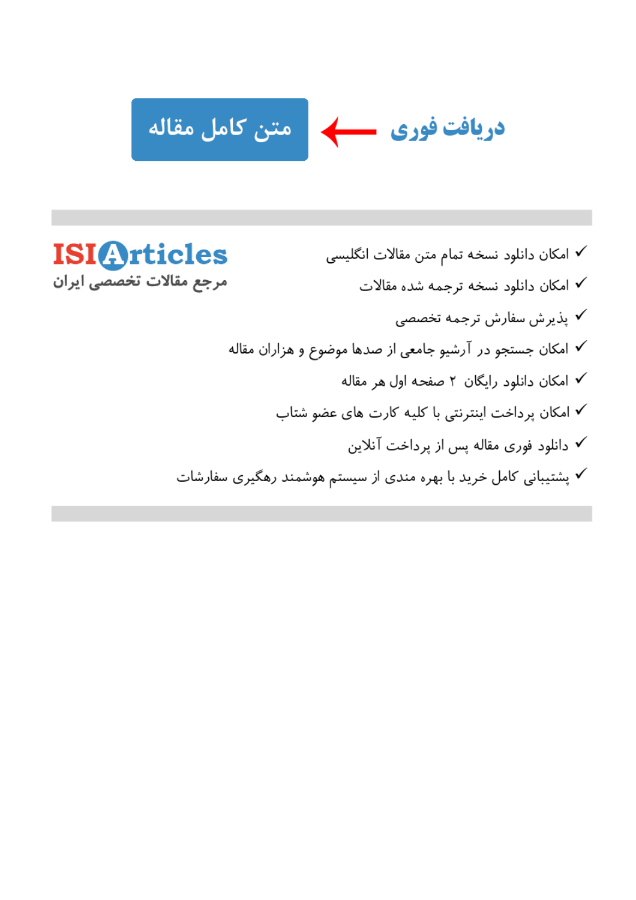دریافت فوری ← متن کامل مقاله

**ISIArticles**
مرجع مقالات تخصصی ایران

- ✓ امکان دانلود نسخه تمام متن مقالات انگلیسی
- ✓ امکان دانلود نسخه ترجمه شده مقالات
- ✓ پذیرش سفارش ترجمه تخصصی
- ✓ امکان جستجو در آرشیو جامعی از صدها موضوع و هزاران مقاله
- ✓ امکان دانلود رایگان ۲ صفحه اول هر مقاله
- ✓ امکان پرداخت اینترنتی با کلیه کارت های عضو شتاب
- ✓ دانلود فوری مقاله پس از پرداخت آنلاین
- ✓ پشتیبانی کامل خرید با بهره مندی از سیستم هوشمند رهگیری سفارشات